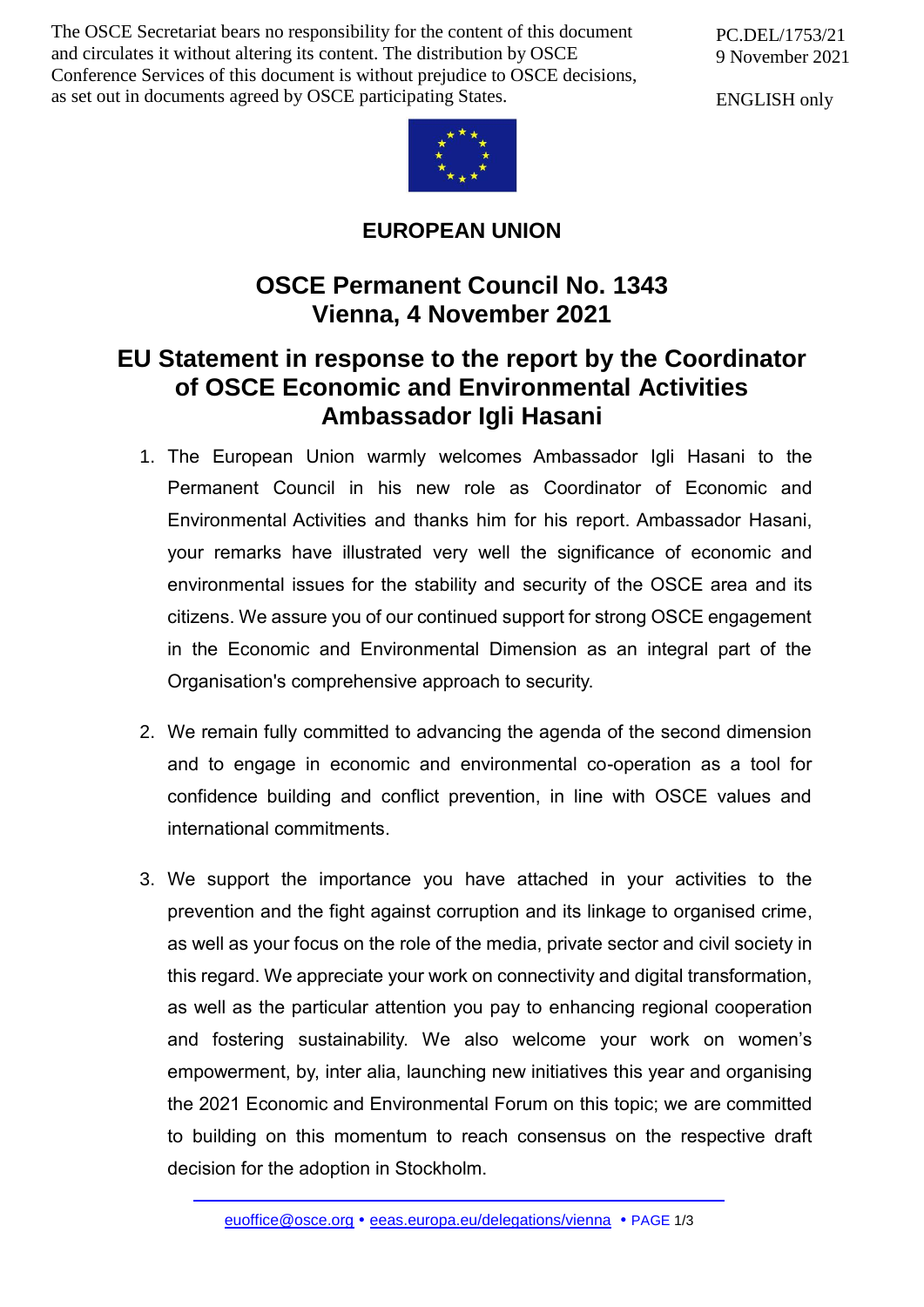The OSCE Secretariat bears no responsibility for the content of this document and circulates it without altering its content. The distribution by OSCE Conference Services of this document is without prejudice to OSCE decisions, as set out in documents agreed by OSCE participating States.

PC.DEL/1753/21
9 November 2021

ENGLISH only

**EUROPEAN UNION**

# OSCE Permanent Council No. 1343
# Vienna, 4 November 2021

## EU Statement in response to the report by the Coordinator of OSCE Economic and Environmental Activities Ambassador Igli Hasani

1. The European Union warmly welcomes Ambassador Igli Hasani to the Permanent Council in his new role as Coordinator of Economic and Environmental Activities and thanks him for his report. Ambassador Hasani, your remarks have illustrated very well the significance of economic and environmental issues for the stability and security of the OSCE area and its citizens. We assure you of our continued support for strong OSCE engagement in the Economic and Environmental Dimension as an integral part of the Organisation's comprehensive approach to security.

2. We remain fully committed to advancing the agenda of the second dimension and to engage in economic and environmental co-operation as a tool for confidence building and conflict prevention, in line with OSCE values and international commitments.

3. We support the importance you have attached in your activities to the prevention and the fight against corruption and its linkage to organised crime, as well as your focus on the role of the media, private sector and civil society in this regard. We appreciate your work on connectivity and digital transformation, as well as the particular attention you pay to enhancing regional cooperation and fostering sustainability. We also welcome your work on women's empowerment, by, inter alia, launching new initiatives this year and organising the 2021 Economic and Environmental Forum on this topic; we are committed to building on this momentum to reach consensus on the respective draft decision for the adoption in Stockholm.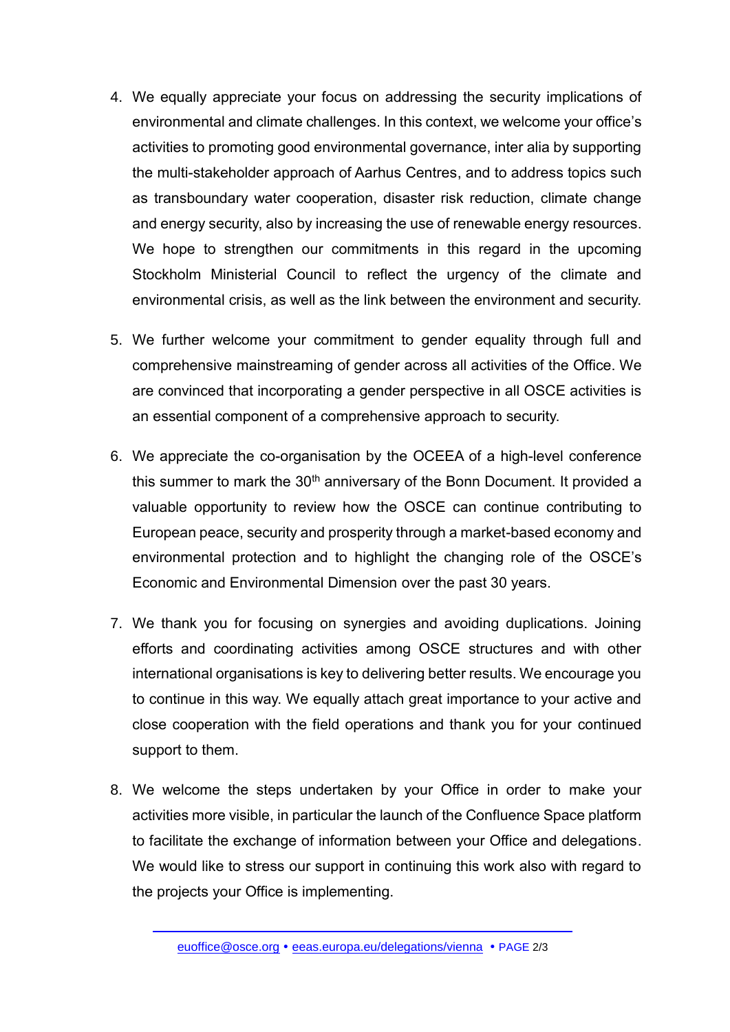4. We equally appreciate your focus on addressing the security implications of environmental and climate challenges. In this context, we welcome your office's activities to promoting good environmental governance, inter alia by supporting the multi-stakeholder approach of Aarhus Centres, and to address topics such as transboundary water cooperation, disaster risk reduction, climate change and energy security, also by increasing the use of renewable energy resources. We hope to strengthen our commitments in this regard in the upcoming Stockholm Ministerial Council to reflect the urgency of the climate and environmental crisis, as well as the link between the environment and security.

5. We further welcome your commitment to gender equality through full and comprehensive mainstreaming of gender across all activities of the Office. We are convinced that incorporating a gender perspective in all OSCE activities is an essential component of a comprehensive approach to security.

6. We appreciate the co-organisation by the OCEEA of a high-level conference this summer to mark the 30th anniversary of the Bonn Document. It provided a valuable opportunity to review how the OSCE can continue contributing to European peace, security and prosperity through a market-based economy and environmental protection and to highlight the changing role of the OSCE's Economic and Environmental Dimension over the past 30 years.

7. We thank you for focusing on synergies and avoiding duplications. Joining efforts and coordinating activities among OSCE structures and with other international organisations is key to delivering better results. We encourage you to continue in this way. We equally attach great importance to your active and close cooperation with the field operations and thank you for your continued support to them.

8. We welcome the steps undertaken by your Office in order to make your activities more visible, in particular the launch of the Confluence Space platform to facilitate the exchange of information between your Office and delegations. We would like to stress our support in continuing this work also with regard to the projects your Office is implementing.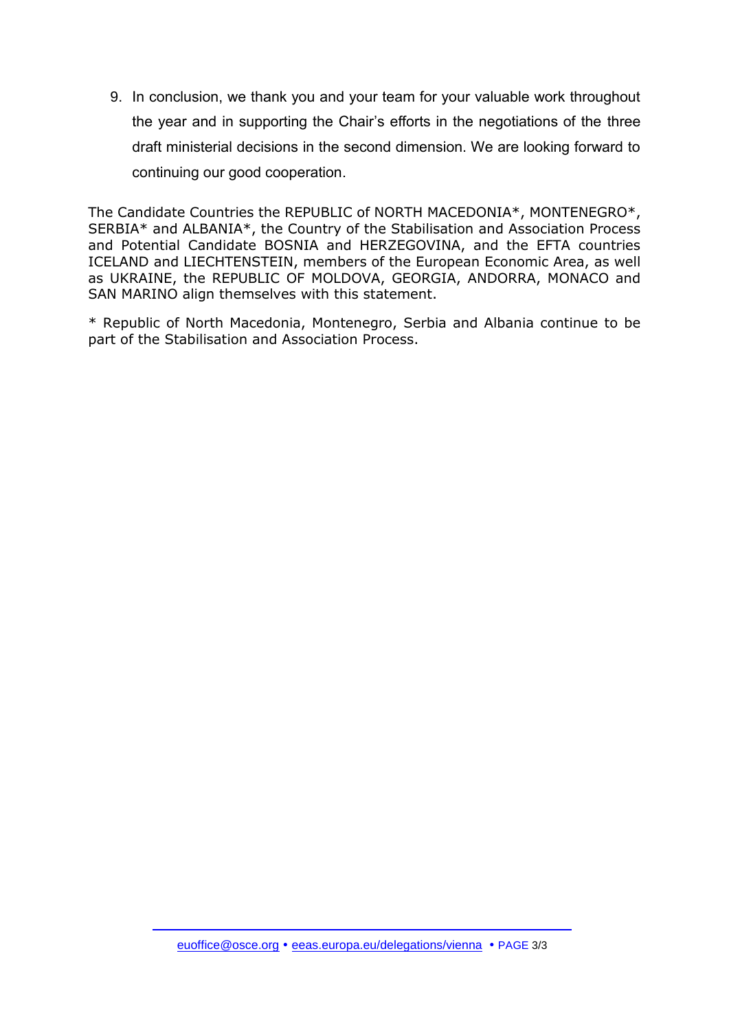9. In conclusion, we thank you and your team for your valuable work throughout the year and in supporting the Chair's efforts in the negotiations of the three draft ministerial decisions in the second dimension. We are looking forward to continuing our good cooperation.

The Candidate Countries the REPUBLIC of NORTH MACEDONIA*, MONTENEGRO*, SERBIA* and ALBANIA*, the Country of the Stabilisation and Association Process and Potential Candidate BOSNIA and HERZEGOVINA, and the EFTA countries ICELAND and LIECHTENSTEIN, members of the European Economic Area, as well as UKRAINE, the REPUBLIC OF MOLDOVA, GEORGIA, ANDORRA, MONACO and SAN MARINO align themselves with this statement.

* Republic of North Macedonia, Montenegro, Serbia and Albania continue to be part of the Stabilisation and Association Process.